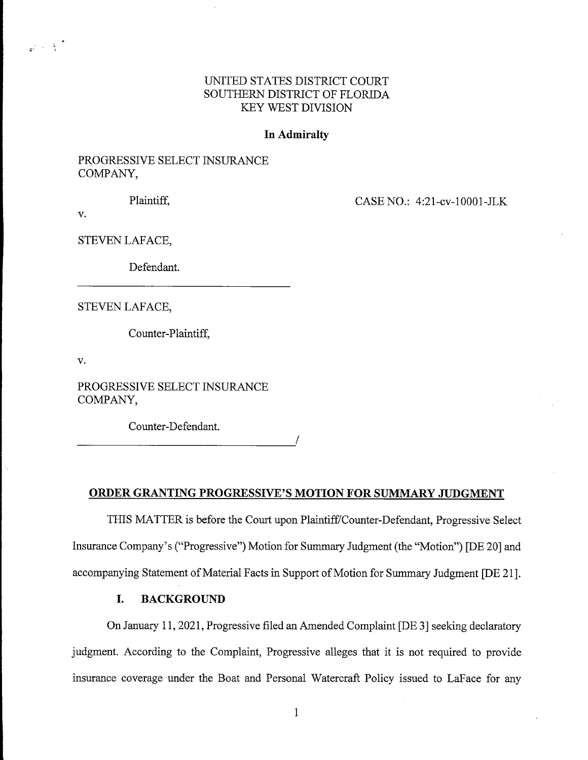UNITED STATES DISTRICT COURT
SOUTHERN DISTRICT OF FLORIDA
KEY WEST DIVISION

**In Admiralty**

PROGRESSIVE SELECT INSURANCE COMPANY,

Plaintiff,

CASE NO.: 4:21-cv-10001-JLK

v.

STEVEN LAFACE,

Defendant.

---

STEVEN LAFACE,

Counter-Plaintiff,

v.

PROGRESSIVE SELECT INSURANCE COMPANY,

Counter-Defendant.

---

## ORDER GRANTING PROGRESSIVE'S MOTION FOR SUMMARY JUDGMENT

THIS MATTER is before the Court upon Plaintiff/Counter-Defendant, Progressive Select Insurance Company's ("Progressive") Motion for Summary Judgment (the "Motion") [DE 20] and accompanying Statement of Material Facts in Support of Motion for Summary Judgment [DE 21].

### I. BACKGROUND

On January 11, 2021, Progressive filed an Amended Complaint [DE 3] seeking declaratory judgment. According to the Complaint, Progressive alleges that it is not required to provide insurance coverage under the Boat and Personal Watercraft Policy issued to LaFace for any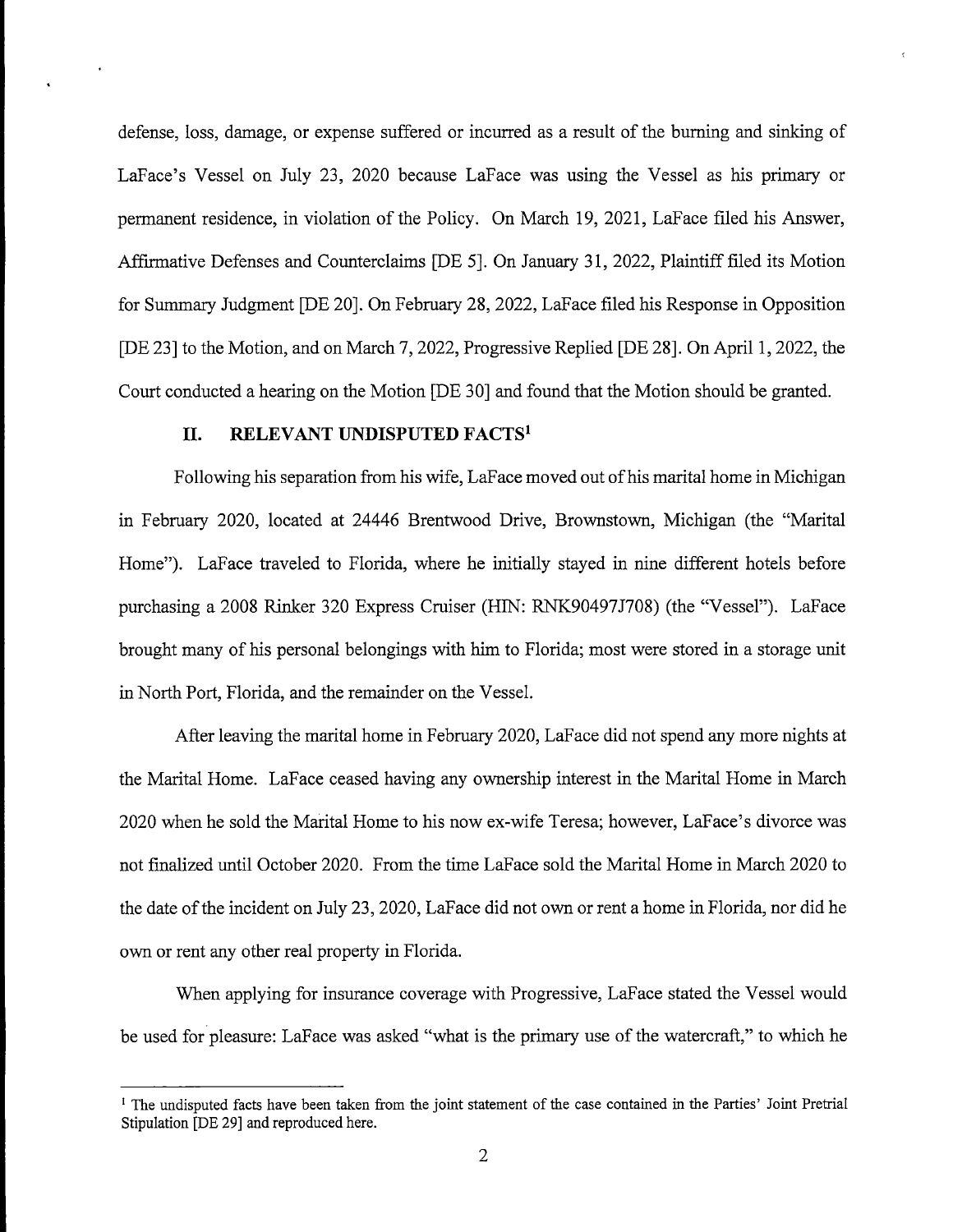defense, loss, damage, or expense suffered or incurred as a result of the burning and sinking of LaFace's Vessel on July 23, 2020 because LaFace was using the Vessel as his primary or permanent residence, in violation of the Policy. On March 19, 2021, LaFace filed his Answer, Affirmative Defenses and Counterclaims [DE 5]. On January 31, 2022, Plaintiff filed its Motion for Summary Judgment [DE 20]. On February 28, 2022, LaFace filed his Response in Opposition [DE 23] to the Motion, and on March 7, 2022, Progressive Replied [DE 28]. On April 1, 2022, the Court conducted a hearing on the Motion [DE 30] and found that the Motion should be granted.

## II. RELEVANT UNDISPUTED FACTS[1]

Following his separation from his wife, LaFace moved out of his marital home in Michigan in February 2020, located at 24446 Brentwood Drive, Brownstown, Michigan (the "Marital Home"). LaFace traveled to Florida, where he initially stayed in nine different hotels before purchasing a 2008 Rinker 320 Express Cruiser (HIN: RNK90497J708) (the "Vessel"). LaFace brought many of his personal belongings with him to Florida; most were stored in a storage unit in North Port, Florida, and the remainder on the Vessel.

After leaving the marital home in February 2020, LaFace did not spend any more nights at the Marital Home. LaFace ceased having any ownership interest in the Marital Home in March 2020 when he sold the Marital Home to his now ex-wife Teresa; however, LaFace's divorce was not finalized until October 2020. From the time LaFace sold the Marital Home in March 2020 to the date of the incident on July 23, 2020, LaFace did not own or rent a home in Florida, nor did he own or rent any other real property in Florida.

When applying for insurance coverage with Progressive, LaFace stated the Vessel would be used for pleasure: LaFace was asked "what is the primary use of the watercraft," to which he

---

[1] The undisputed facts have been taken from the joint statement of the case contained in the Parties' Joint Pretrial Stipulation [DE 29] and reproduced here.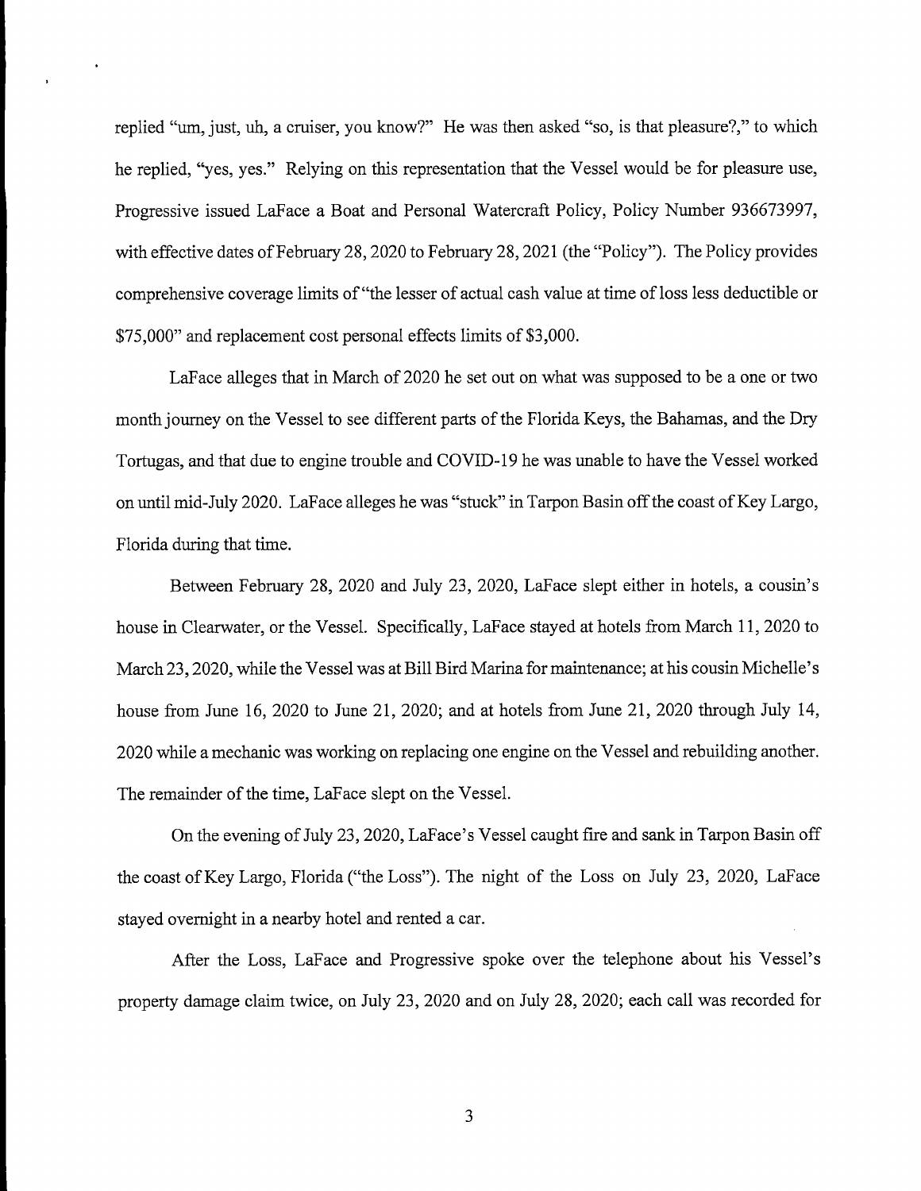replied "um, just, uh, a cruiser, you know?" He was then asked "so, is that pleasure?," to which he replied, "yes, yes." Relying on this representation that the Vessel would be for pleasure use, Progressive issued LaFace a Boat and Personal Watercraft Policy, Policy Number 936673997, with effective dates of February 28, 2020 to February 28, 2021 (the "Policy"). The Policy provides comprehensive coverage limits of "the lesser of actual cash value at time of loss less deductible or $75,000" and replacement cost personal effects limits of $3,000.

LaFace alleges that in March of 2020 he set out on what was supposed to be a one or two month journey on the Vessel to see different parts of the Florida Keys, the Bahamas, and the Dry Tortugas, and that due to engine trouble and COVID-19 he was unable to have the Vessel worked on until mid-July 2020. LaFace alleges he was "stuck" in Tarpon Basin off the coast of Key Largo, Florida during that time.

Between February 28, 2020 and July 23, 2020, LaFace slept either in hotels, a cousin's house in Clearwater, or the Vessel. Specifically, LaFace stayed at hotels from March 11, 2020 to March 23, 2020, while the Vessel was at Bill Bird Marina for maintenance; at his cousin Michelle's house from June 16, 2020 to June 21, 2020; and at hotels from June 21, 2020 through July 14, 2020 while a mechanic was working on replacing one engine on the Vessel and rebuilding another. The remainder of the time, LaFace slept on the Vessel.

On the evening of July 23, 2020, LaFace's Vessel caught fire and sank in Tarpon Basin off the coast of Key Largo, Florida ("the Loss"). The night of the Loss on July 23, 2020, LaFace stayed overnight in a nearby hotel and rented a car.

After the Loss, LaFace and Progressive spoke over the telephone about his Vessel's property damage claim twice, on July 23, 2020 and on July 28, 2020; each call was recorded for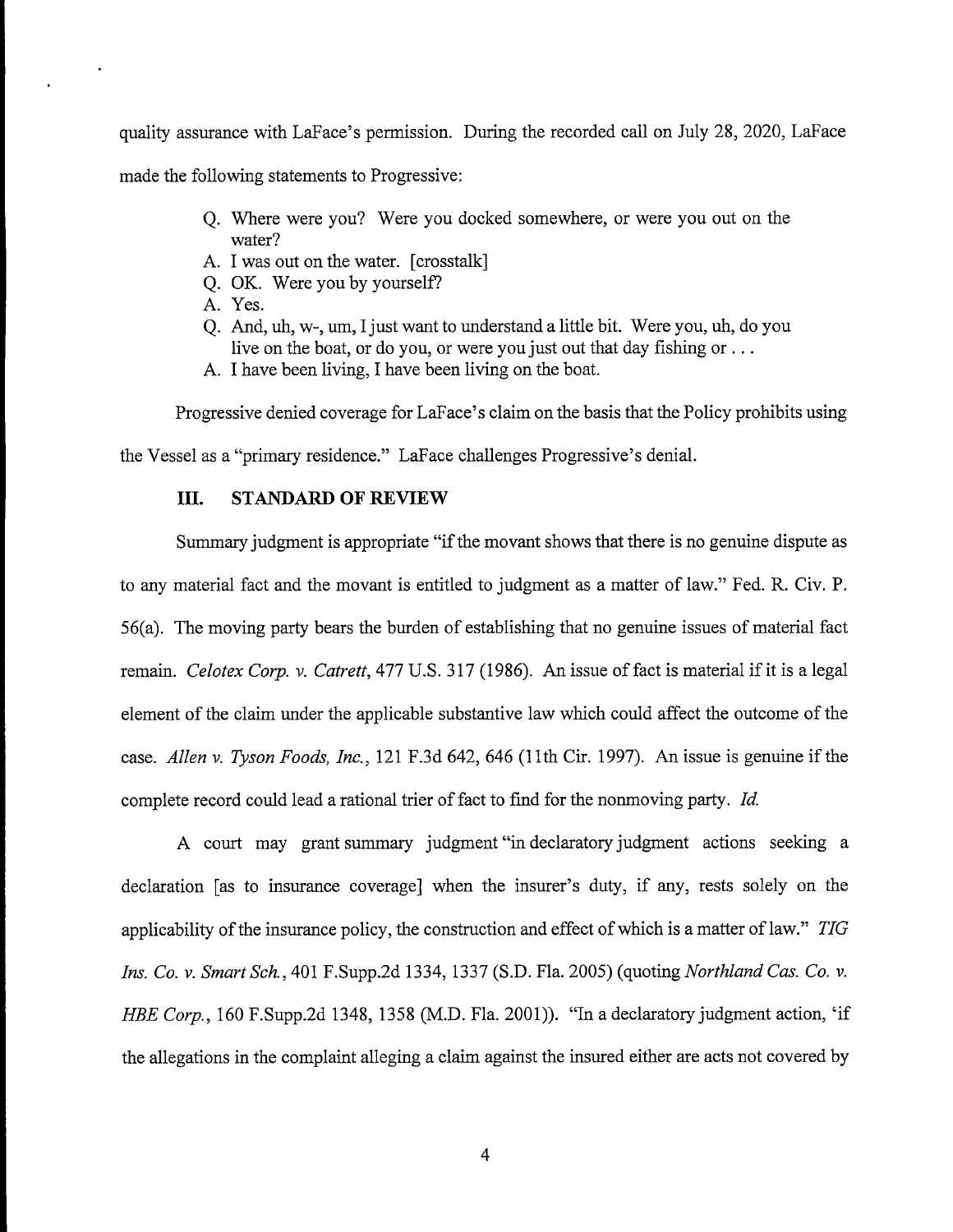quality assurance with LaFace's permission. During the recorded call on July 28, 2020, LaFace made the following statements to Progressive:

> Q. Where were you? Were you docked somewhere, or were you out on the water?
> A. I was out on the water. [crosstalk]
> Q. OK. Were you by yourself?
> A. Yes.
> Q. And, uh, w-, um, I just want to understand a little bit. Were you, uh, do you live on the boat, or do you, or were you just out that day fishing or . . .
> A. I have been living, I have been living on the boat.

Progressive denied coverage for LaFace's claim on the basis that the Policy prohibits using the Vessel as a "primary residence." LaFace challenges Progressive's denial.

## III. STANDARD OF REVIEW

Summary judgment is appropriate "if the movant shows that there is no genuine dispute as to any material fact and the movant is entitled to judgment as a matter of law." Fed. R. Civ. P. 56(a). The moving party bears the burden of establishing that no genuine issues of material fact remain. *Celotex Corp. v. Catrett*, 477 U.S. 317 (1986). An issue of fact is material if it is a legal element of the claim under the applicable substantive law which could affect the outcome of the case. *Allen v. Tyson Foods, Inc.*, 121 F.3d 642, 646 (11th Cir. 1997). An issue is genuine if the complete record could lead a rational trier of fact to find for the nonmoving party. *Id.*

A court may grant summary judgment "in declaratory judgment actions seeking a declaration [as to insurance coverage] when the insurer's duty, if any, rests solely on the applicability of the insurance policy, the construction and effect of which is a matter of law." *TIG Ins. Co. v. Smart Sch.*, 401 F.Supp.2d 1334, 1337 (S.D. Fla. 2005) (quoting *Northland Cas. Co. v. HBE Corp.*, 160 F.Supp.2d 1348, 1358 (M.D. Fla. 2001)). "In a declaratory judgment action, 'if the allegations in the complaint alleging a claim against the insured either are acts not covered by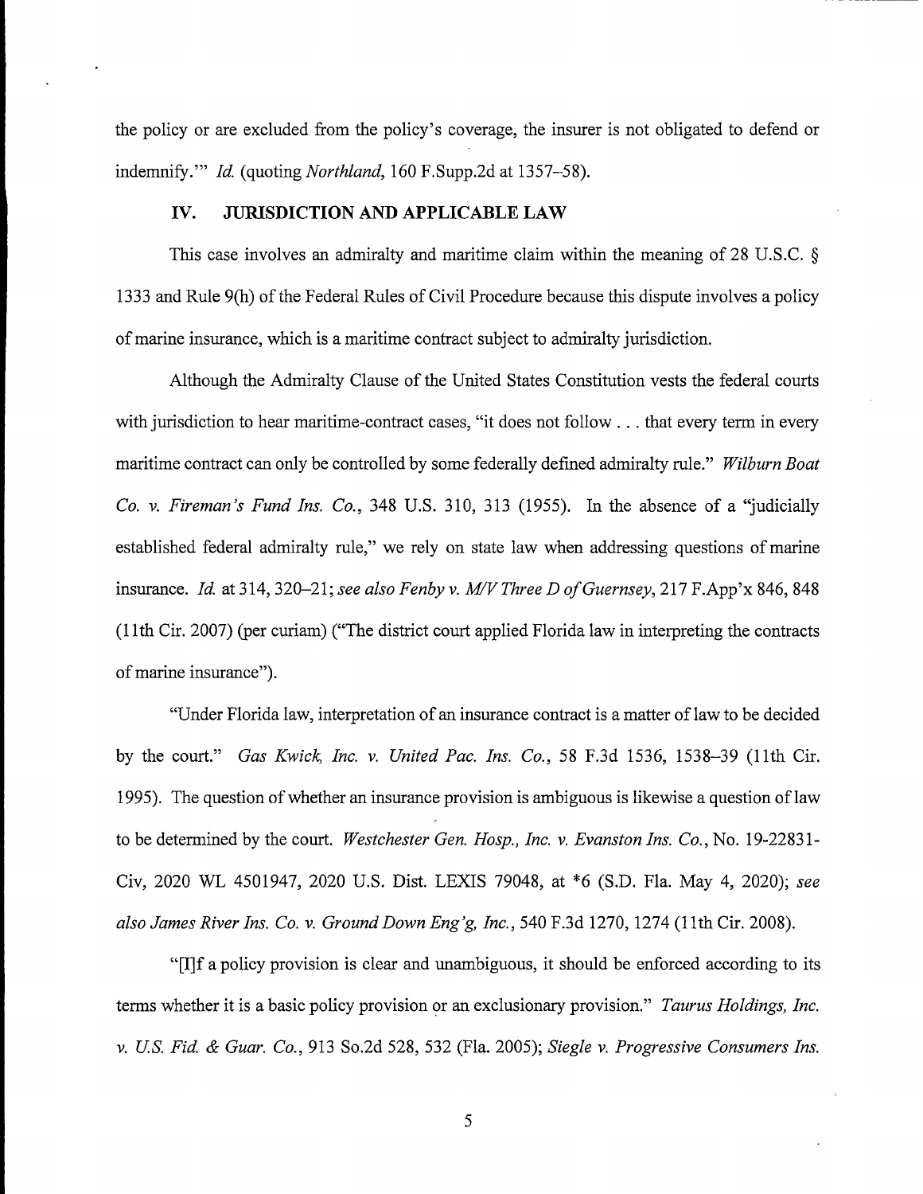the policy or are excluded from the policy's coverage, the insurer is not obligated to defend or indemnify.'" *Id.* (quoting *Northland*, 160 F.Supp.2d at 1357–58).

## IV. JURISDICTION AND APPLICABLE LAW

This case involves an admiralty and maritime claim within the meaning of 28 U.S.C. § 1333 and Rule 9(h) of the Federal Rules of Civil Procedure because this dispute involves a policy of marine insurance, which is a maritime contract subject to admiralty jurisdiction.

Although the Admiralty Clause of the United States Constitution vests the federal courts with jurisdiction to hear maritime-contract cases, "it does not follow . . . that every term in every maritime contract can only be controlled by some federally defined admiralty rule." *Wilburn Boat Co. v. Fireman's Fund Ins. Co.*, 348 U.S. 310, 313 (1955). In the absence of a "judicially established federal admiralty rule," we rely on state law when addressing questions of marine insurance. *Id.* at 314, 320–21; *see also Fenby v. M/V Three D of Guernsey*, 217 F.App'x 846, 848 (11th Cir. 2007) (per curiam) ("The district court applied Florida law in interpreting the contracts of marine insurance").

"Under Florida law, interpretation of an insurance contract is a matter of law to be decided by the court." *Gas Kwick, Inc. v. United Pac. Ins. Co.*, 58 F.3d 1536, 1538–39 (11th Cir. 1995). The question of whether an insurance provision is ambiguous is likewise a question of law to be determined by the court. *Westchester Gen. Hosp., Inc. v. Evanston Ins. Co.*, No. 19-22831-Civ, 2020 WL 4501947, 2020 U.S. Dist. LEXIS 79048, at *6 (S.D. Fla. May 4, 2020); *see also James River Ins. Co. v. Ground Down Eng'g, Inc.*, 540 F.3d 1270, 1274 (11th Cir. 2008).

"[I]f a policy provision is clear and unambiguous, it should be enforced according to its terms whether it is a basic policy provision or an exclusionary provision." *Taurus Holdings, Inc. v. U.S. Fid. & Guar. Co.*, 913 So.2d 528, 532 (Fla. 2005); *Siegle v. Progressive Consumers Ins.*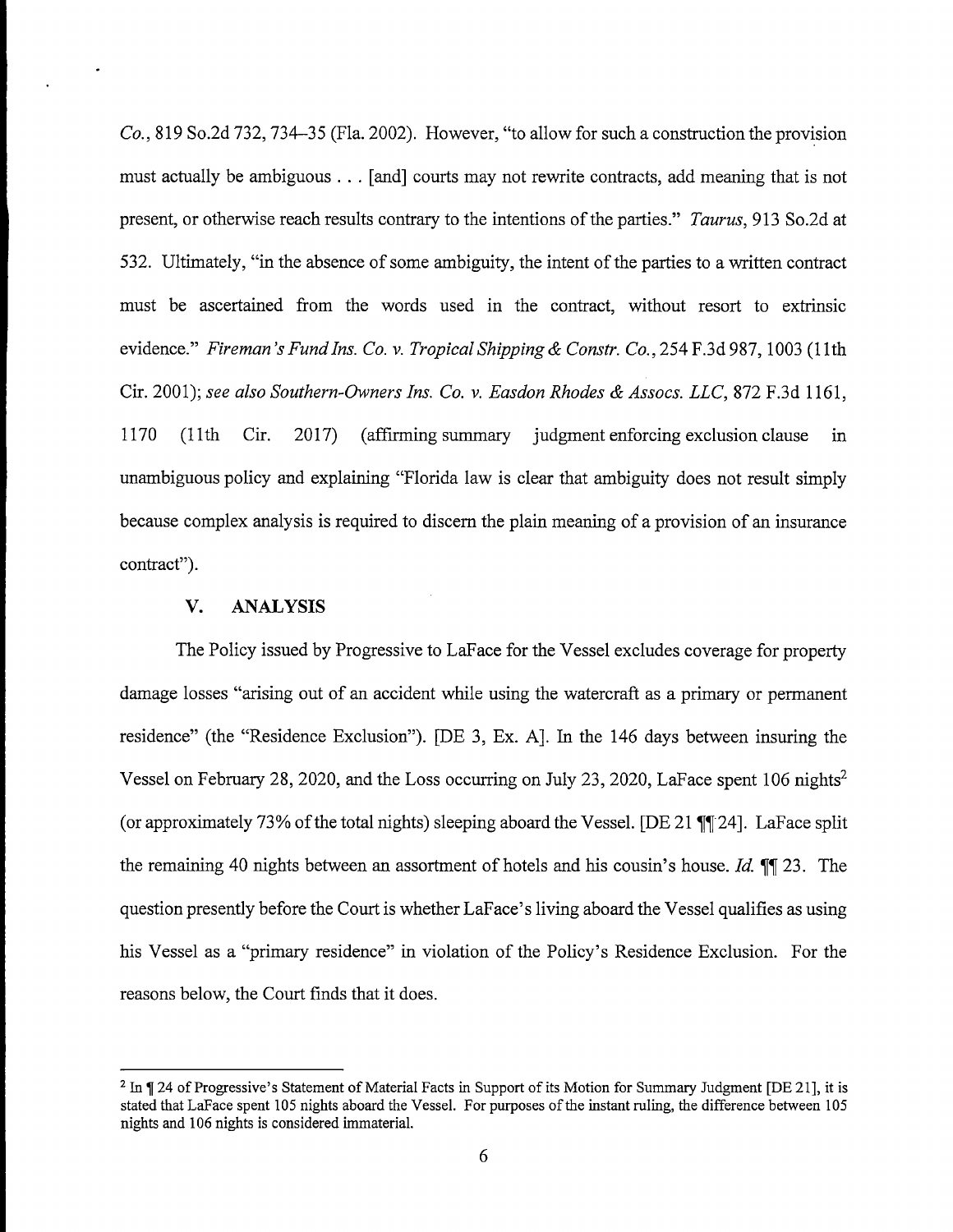*Co.*, 819 So.2d 732, 734–35 (Fla. 2002). However, "to allow for such a construction the provision must actually be ambiguous . . . [and] courts may not rewrite contracts, add meaning that is not present, or otherwise reach results contrary to the intentions of the parties." *Taurus*, 913 So.2d at 532. Ultimately, "in the absence of some ambiguity, the intent of the parties to a written contract must be ascertained from the words used in the contract, without resort to extrinsic evidence." *Fireman's Fund Ins. Co. v. Tropical Shipping & Constr. Co.*, 254 F.3d 987, 1003 (11th Cir. 2001); *see also Southern-Owners Ins. Co. v. Easdon Rhodes & Assocs. LLC*, 872 F.3d 1161, 1170 (11th Cir. 2017) (affirming summary judgment enforcing exclusion clause in unambiguous policy and explaining "Florida law is clear that ambiguity does not result simply because complex analysis is required to discern the plain meaning of a provision of an insurance contract").

## V. ANALYSIS

The Policy issued by Progressive to LaFace for the Vessel excludes coverage for property damage losses "arising out of an accident while using the watercraft as a primary or permanent residence" (the "Residence Exclusion"). [DE 3, Ex. A]. In the 146 days between insuring the Vessel on February 28, 2020, and the Loss occurring on July 23, 2020, LaFace spent 106 nights[2] (or approximately 73% of the total nights) sleeping aboard the Vessel. [DE 21 ¶¶ 24]. LaFace split the remaining 40 nights between an assortment of hotels and his cousin's house. *Id.* ¶¶ 23. The question presently before the Court is whether LaFace's living aboard the Vessel qualifies as using his Vessel as a "primary residence" in violation of the Policy's Residence Exclusion. For the reasons below, the Court finds that it does.

---

[2] In ¶ 24 of Progressive's Statement of Material Facts in Support of its Motion for Summary Judgment [DE 21], it is stated that LaFace spent 105 nights aboard the Vessel. For purposes of the instant ruling, the difference between 105 nights and 106 nights is considered immaterial.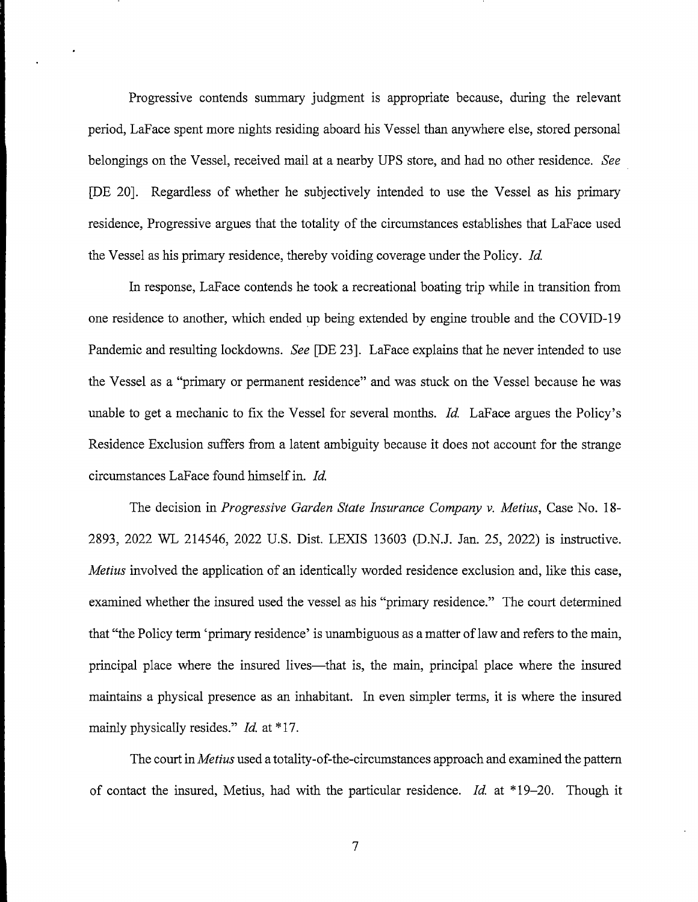Progressive contends summary judgment is appropriate because, during the relevant period, LaFace spent more nights residing aboard his Vessel than anywhere else, stored personal belongings on the Vessel, received mail at a nearby UPS store, and had no other residence. *See* [DE 20]. Regardless of whether he subjectively intended to use the Vessel as his primary residence, Progressive argues that the totality of the circumstances establishes that LaFace used the Vessel as his primary residence, thereby voiding coverage under the Policy. *Id.*

In response, LaFace contends he took a recreational boating trip while in transition from one residence to another, which ended up being extended by engine trouble and the COVID-19 Pandemic and resulting lockdowns. *See* [DE 23]. LaFace explains that he never intended to use the Vessel as a "primary or permanent residence" and was stuck on the Vessel because he was unable to get a mechanic to fix the Vessel for several months. *Id.* LaFace argues the Policy's Residence Exclusion suffers from a latent ambiguity because it does not account for the strange circumstances LaFace found himself in. *Id.*

The decision in *Progressive Garden State Insurance Company v. Metius*, Case No. 18-2893, 2022 WL 214546, 2022 U.S. Dist. LEXIS 13603 (D.N.J. Jan. 25, 2022) is instructive. *Metius* involved the application of an identically worded residence exclusion and, like this case, examined whether the insured used the vessel as his "primary residence." The court determined that "the Policy term 'primary residence' is unambiguous as a matter of law and refers to the main, principal place where the insured lives—that is, the main, principal place where the insured maintains a physical presence as an inhabitant. In even simpler terms, it is where the insured mainly physically resides." *Id.* at *17.

The court in *Metius* used a totality-of-the-circumstances approach and examined the pattern of contact the insured, Metius, had with the particular residence. *Id.* at *19–20. Though it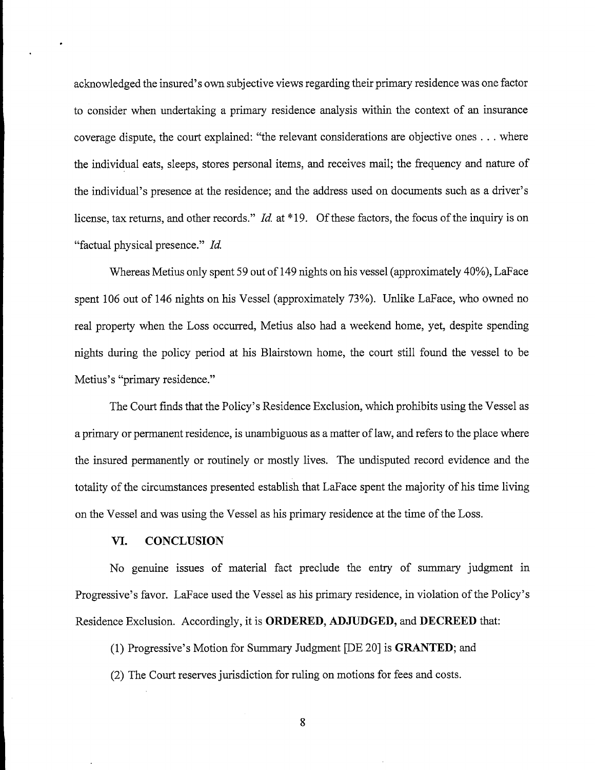acknowledged the insured's own subjective views regarding their primary residence was one factor to consider when undertaking a primary residence analysis within the context of an insurance coverage dispute, the court explained: "the relevant considerations are objective ones . . . where the individual eats, sleeps, stores personal items, and receives mail; the frequency and nature of the individual's presence at the residence; and the address used on documents such as a driver's license, tax returns, and other records." *Id.* at *19. Of these factors, the focus of the inquiry is on "factual physical presence." *Id.*

Whereas Metius only spent 59 out of 149 nights on his vessel (approximately 40%), LaFace spent 106 out of 146 nights on his Vessel (approximately 73%). Unlike LaFace, who owned no real property when the Loss occurred, Metius also had a weekend home, yet, despite spending nights during the policy period at his Blairstown home, the court still found the vessel to be Metius's "primary residence."

The Court finds that the Policy's Residence Exclusion, which prohibits using the Vessel as a primary or permanent residence, is unambiguous as a matter of law, and refers to the place where the insured permanently or routinely or mostly lives. The undisputed record evidence and the totality of the circumstances presented establish that LaFace spent the majority of his time living on the Vessel and was using the Vessel as his primary residence at the time of the Loss.

## VI. CONCLUSION

No genuine issues of material fact preclude the entry of summary judgment in Progressive's favor. LaFace used the Vessel as his primary residence, in violation of the Policy's Residence Exclusion. Accordingly, it is **ORDERED, ADJUDGED,** and **DECREED** that:

(1) Progressive's Motion for Summary Judgment [DE 20] is **GRANTED**; and

(2) The Court reserves jurisdiction for ruling on motions for fees and costs.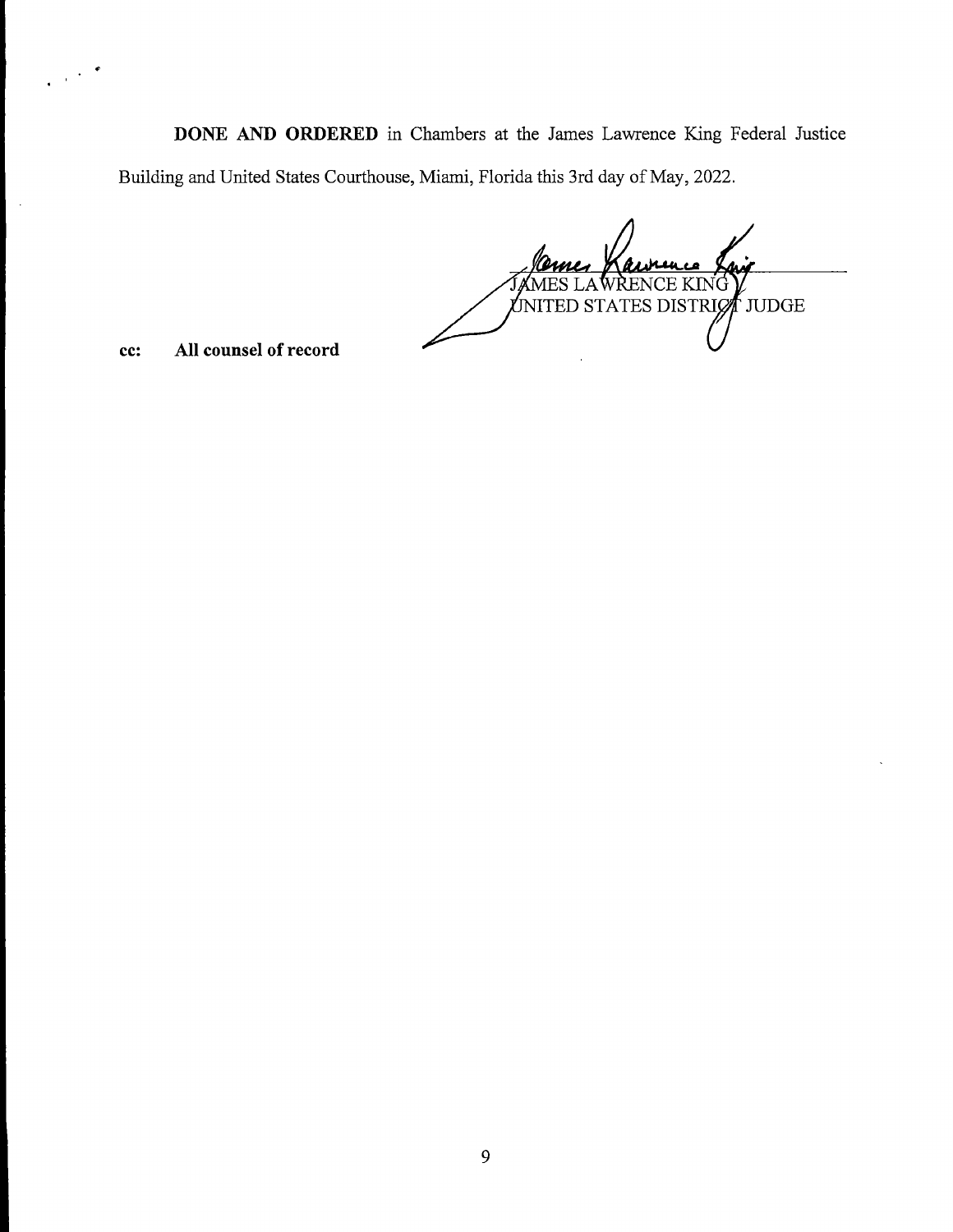**DONE AND ORDERED** in Chambers at the James Lawrence King Federal Justice Building and United States Courthouse, Miami, Florida this 3rd day of May, 2022.

JAMES LAWRENCE KING
UNITED STATES DISTRICT JUDGE

**cc: All counsel of record**